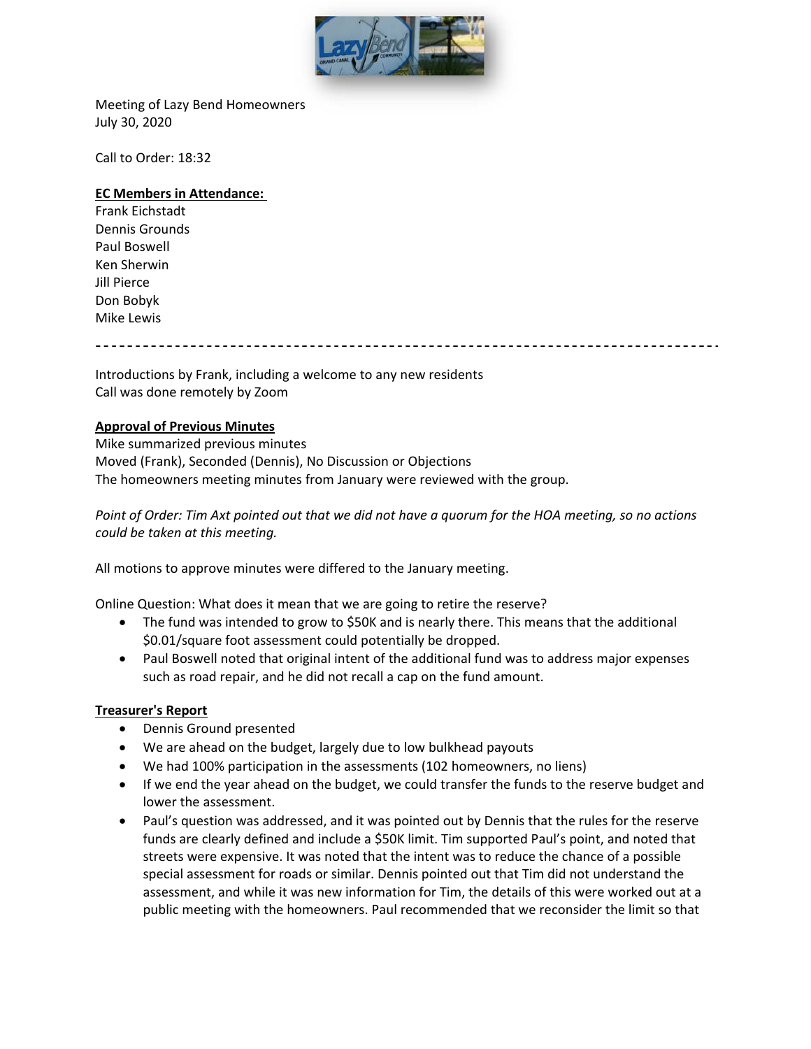Meeting of Lazy Bend Homeowners
July 30, 2020

Call to Order: 18:32

**EC Members in Attendance:**
Frank Eichstadt
Dennis Grounds
Paul Boswell
Ken Sherwin
Jill Pierce
Don Bobyk
Mike Lewis

---

Introductions by Frank, including a welcome to any new residents
Call was done remotely by Zoom

**Approval of Previous Minutes**
Mike summarized previous minutes
Moved (Frank), Seconded (Dennis), No Discussion or Objections
The homeowners meeting minutes from January were reviewed with the group.

*Point of Order: Tim Axt pointed out that we did not have a quorum for the HOA meeting, so no actions could be taken at this meeting.*

All motions to approve minutes were differed to the January meeting.

Online Question: What does it mean that we are going to retire the reserve?

- The fund was intended to grow to $50K and is nearly there. This means that the additional $0.01/square foot assessment could potentially be dropped.
- Paul Boswell noted that original intent of the additional fund was to address major expenses such as road repair, and he did not recall a cap on the fund amount.

**Treasurer's Report**

- Dennis Ground presented
- We are ahead on the budget, largely due to low bulkhead payouts
- We had 100% participation in the assessments (102 homeowners, no liens)
- If we end the year ahead on the budget, we could transfer the funds to the reserve budget and lower the assessment.
- Paul's question was addressed, and it was pointed out by Dennis that the rules for the reserve funds are clearly defined and include a $50K limit. Tim supported Paul's point, and noted that streets were expensive. It was noted that the intent was to reduce the chance of a possible special assessment for roads or similar. Dennis pointed out that Tim did not understand the assessment, and while it was new information for Tim, the details of this were worked out at a public meeting with the homeowners. Paul recommended that we reconsider the limit so that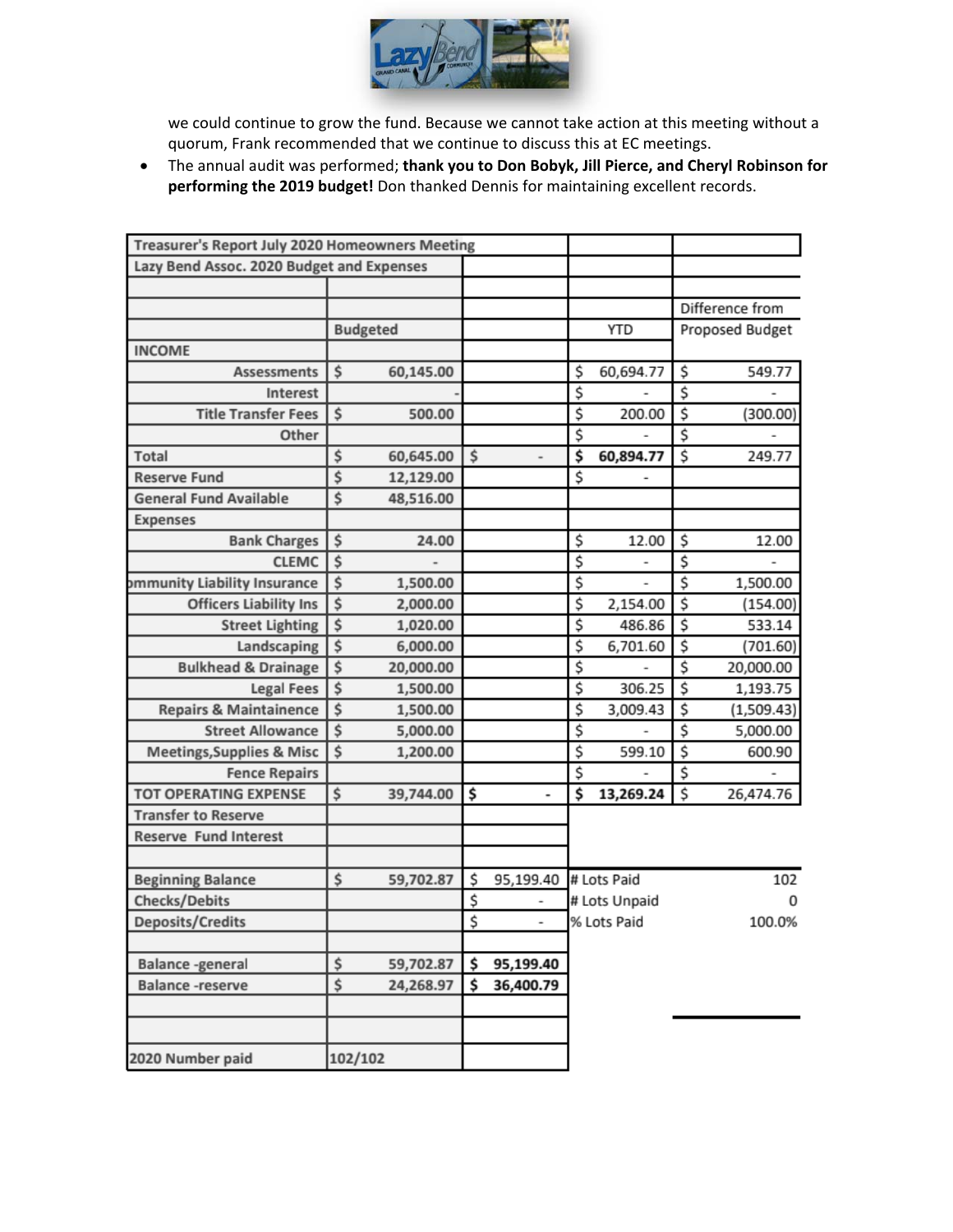we could continue to grow the fund. Because we cannot take action at this meeting without a quorum, Frank recommended that we continue to discuss this at EC meetings.

- The annual audit was performed; **thank you to Don Bobyk, Jill Pierce, and Cheryl Robinson for performing the 2019 budget!** Don thanked Dennis for maintaining excellent records.

| Treasurer's Report July 2020 Homeowners Meeting | | | | |
|---|---|---|---|---|
| Lazy Bend Assoc. 2020 Budget and Expenses | | | | |
| | | | | |
| | | | | Difference from |
| | Budgeted | | YTD | Proposed Budget |
| **INCOME** | | | | |
| Assessments | $ 60,145.00 | | $ 60,694.77 | $ 549.77 |
| Interest | - | | $ - | $ - |
| Title Transfer Fees | $ 500.00 | | $ 200.00 | $ (300.00) |
| Other | | | $ - | $ - |
| Total | $ 60,645.00 | $ - | **$ 60,894.77** | $ 249.77 |
| Reserve Fund | $ 12,129.00 | | $ - | |
| General Fund Available | $ 48,516.00 | | | |
| Expenses | | | | |
| Bank Charges | $ 24.00 | | $ 12.00 | $ 12.00 |
| CLEMC | $ - | | $ - | $ - |
| Community Liability Insurance | $ 1,500.00 | | $ - | $ 1,500.00 |
| Officers Liability Ins | $ 2,000.00 | | $ 2,154.00 | $ (154.00) |
| Street Lighting | $ 1,020.00 | | $ 486.86 | $ 533.14 |
| Landscaping | $ 6,000.00 | | $ 6,701.60 | $ (701.60) |
| Bulkhead & Drainage | $ 20,000.00 | | $ - | $ 20,000.00 |
| Legal Fees | $ 1,500.00 | | $ 306.25 | $ 1,193.75 |
| Repairs & Maintainence | $ 1,500.00 | | $ 3,009.43 | $ (1,509.43) |
| Street Allowance | $ 5,000.00 | | $ - | $ 5,000.00 |
| Meetings,Supplies & Misc | $ 1,200.00 | | $ 599.10 | $ 600.90 |
| Fence Repairs | | | $ - | $ - |
| TOT OPERATING EXPENSE | $ 39,744.00 | $ - | **$ 13,269.24** | $ 26,474.76 |
| Transfer to Reserve | | | | |
| Reserve Fund Interest | | | | |
| | | | | |
| Beginning Balance | $ 59,702.87 | $ 95,199.40 | # Lots Paid | 102 |
| Checks/Debits | | $ - | # Lots Unpaid | 0 |
| Deposits/Credits | | $ - | % Lots Paid | 100.0% |
| | | | | |
| Balance -general | $ 59,702.87 | **$ 95,199.40** | | |
| Balance -reserve | $ 24,268.97 | **$ 36,400.79** | | |
| | | | | |
| | | | | |
| 2020 Number paid | 102/102 | | | |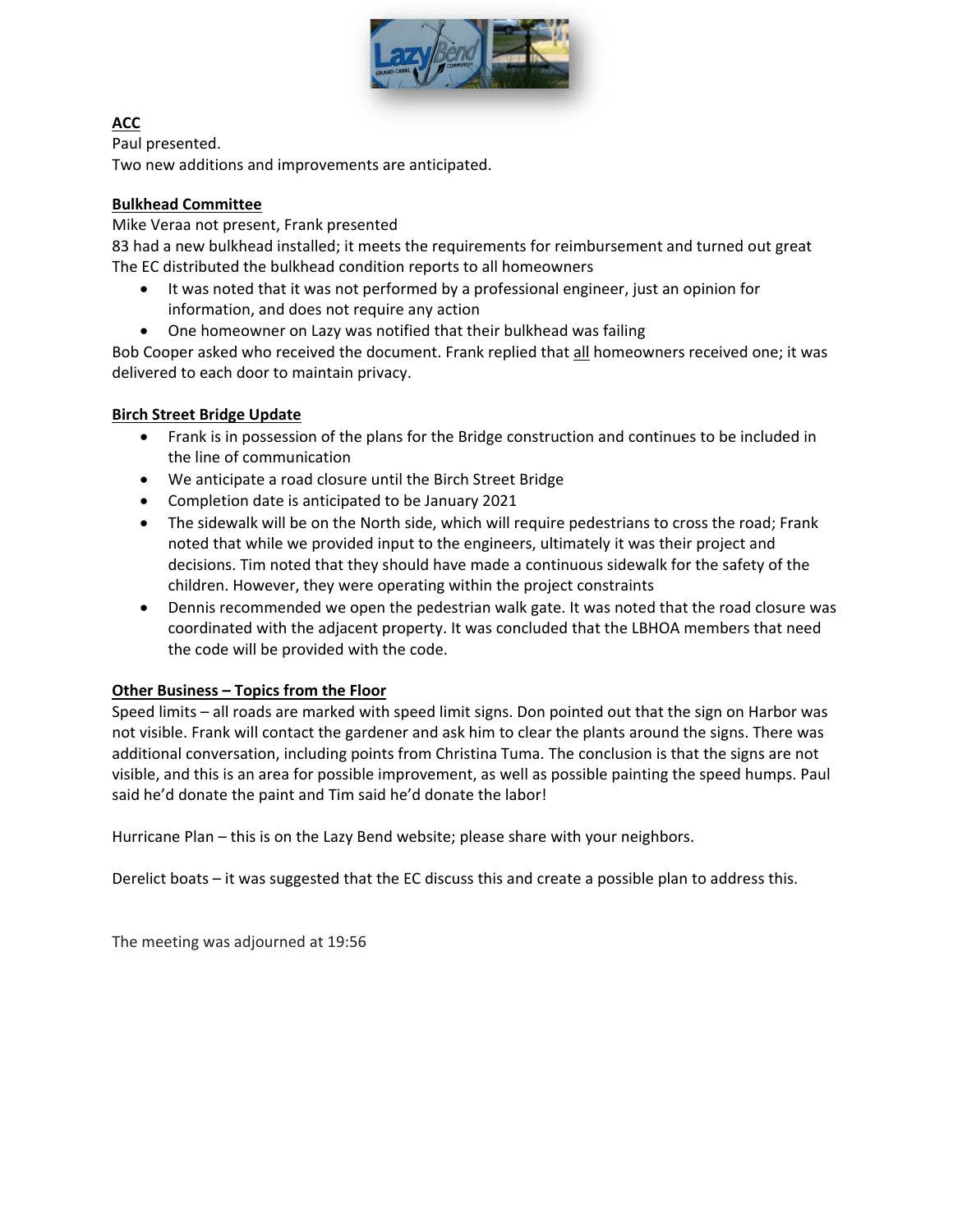**ACC**

Paul presented.
Two new additions and improvements are anticipated.

**Bulkhead Committee**

Mike Veraa not present, Frank presented
83 had a new bulkhead installed; it meets the requirements for reimbursement and turned out great
The EC distributed the bulkhead condition reports to all homeowners

- It was noted that it was not performed by a professional engineer, just an opinion for information, and does not require any action
- One homeowner on Lazy was notified that their bulkhead was failing

Bob Cooper asked who received the document. Frank replied that all homeowners received one; it was delivered to each door to maintain privacy.

**Birch Street Bridge Update**

- Frank is in possession of the plans for the Bridge construction and continues to be included in the line of communication
- We anticipate a road closure until the Birch Street Bridge
- Completion date is anticipated to be January 2021
- The sidewalk will be on the North side, which will require pedestrians to cross the road; Frank noted that while we provided input to the engineers, ultimately it was their project and decisions. Tim noted that they should have made a continuous sidewalk for the safety of the children. However, they were operating within the project constraints
- Dennis recommended we open the pedestrian walk gate. It was noted that the road closure was coordinated with the adjacent property. It was concluded that the LBHOA members that need the code will be provided with the code.

**Other Business – Topics from the Floor**

Speed limits – all roads are marked with speed limit signs. Don pointed out that the sign on Harbor was not visible. Frank will contact the gardener and ask him to clear the plants around the signs. There was additional conversation, including points from Christina Tuma. The conclusion is that the signs are not visible, and this is an area for possible improvement, as well as possible painting the speed humps. Paul said he'd donate the paint and Tim said he'd donate the labor!

Hurricane Plan – this is on the Lazy Bend website; please share with your neighbors.

Derelict boats – it was suggested that the EC discuss this and create a possible plan to address this.

The meeting was adjourned at 19:56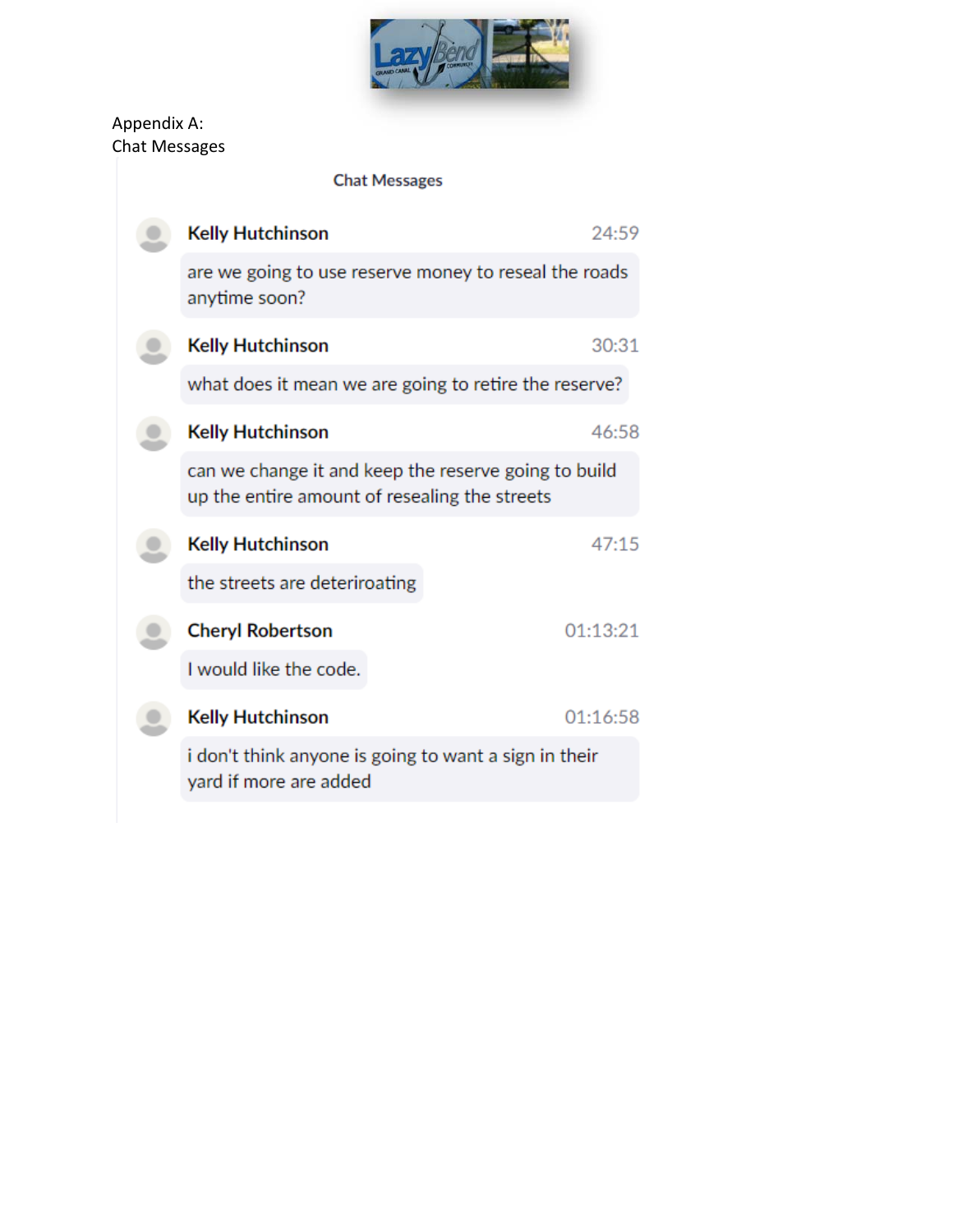Appendix A:
Chat Messages

Chat Messages

**Kelly Hutchinson** 24:59

are we going to use reserve money to reseal the roads anytime soon?

**Kelly Hutchinson** 30:31

what does it mean we are going to retire the reserve?

**Kelly Hutchinson** 46:58

can we change it and keep the reserve going to build up the entire amount of resealing the streets

**Kelly Hutchinson** 47:15

the streets are deteriroating

**Cheryl Robertson** 01:13:21

I would like the code.

**Kelly Hutchinson** 01:16:58

i don't think anyone is going to want a sign in their yard if more are added